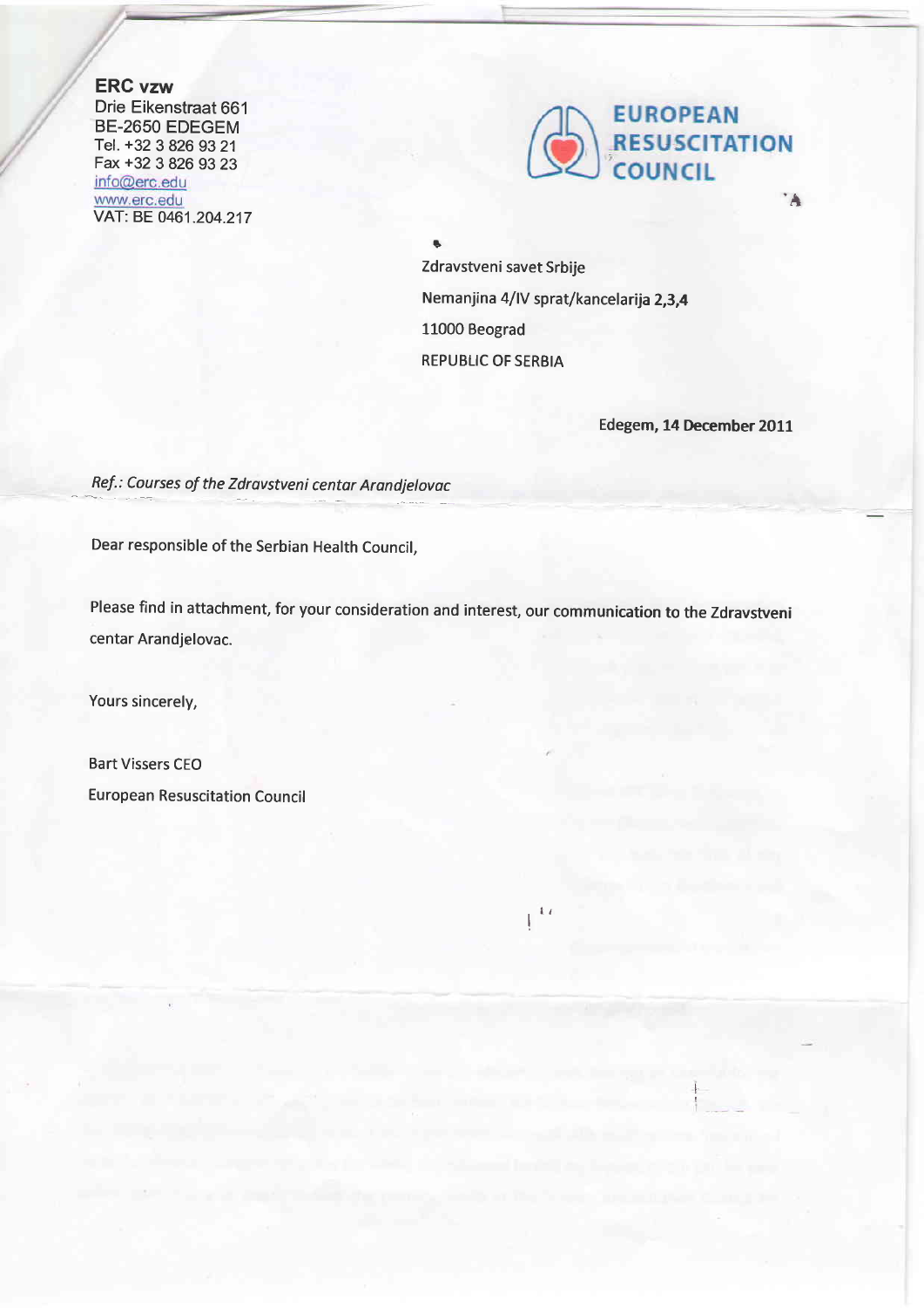**ERC vzw**
Drie Eikenstraat 661
BE-2650 EDEGEM
Tel. +32 3 826 93 21
Fax +32 3 826 93 23
info@erc.edu
www.erc.edu
VAT: BE 0461.204.217

EUROPEAN RESUSCITATION COUNCIL

Zdravstveni savet Srbije
Nemanjina 4/IV sprat/kancelarija 2,3,4
11000 Beograd
REPUBLIC OF SERBIA

Edegem, 14 December 2011

*Ref.: Courses of the Zdravstveni centar Arandjelovac*

Dear responsible of the Serbian Health Council,

Please find in attachment, for your consideration and interest, our communication to the Zdravstveni centar Arandjelovac.

Yours sincerely,

Bart Vissers CEO
European Resuscitation Council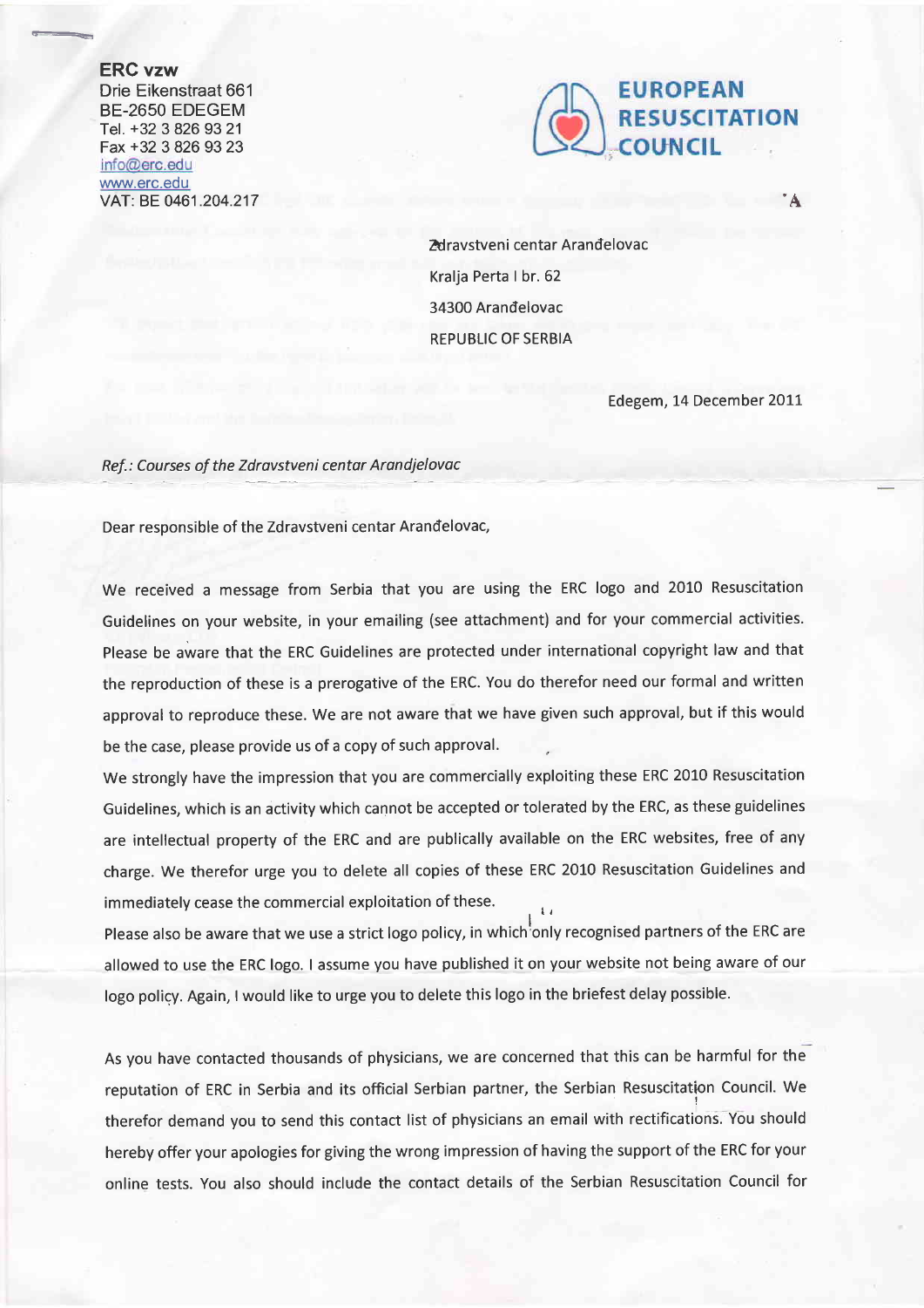**ERC vzw**
Drie Eikenstraat 661
BE-2650 EDEGEM
Tel. +32 3 826 93 21
Fax +32 3 826 93 23
info@erc.edu
www.erc.edu
VAT: BE 0461.204.217

**EUROPEAN RESUSCITATION COUNCIL**

Zdravstveni centar Aranđelovac
Kralja Perta I br. 62
34300 Aranđelovac
REPUBLIC OF SERBIA

Edegem, 14 December 2011

*Ref.: Courses of the Zdravstveni centar Arandjelovac*

Dear responsible of the Zdravstveni centar Aranđelovac,

We received a message from Serbia that you are using the ERC logo and 2010 Resuscitation Guidelines on your website, in your emailing (see attachment) and for your commercial activities. Please be aware that the ERC Guidelines are protected under international copyright law and that the reproduction of these is a prerogative of the ERC. You do therefor need our formal and written approval to reproduce these. We are not aware that we have given such approval, but if this would be the case, please provide us of a copy of such approval.

We strongly have the impression that you are commercially exploiting these ERC 2010 Resuscitation Guidelines, which is an activity which cannot be accepted or tolerated by the ERC, as these guidelines are intellectual property of the ERC and are publically available on the ERC websites, free of any charge. We therefor urge you to delete all copies of these ERC 2010 Resuscitation Guidelines and immediately cease the commercial exploitation of these.

Please also be aware that we use a strict logo policy, in which only recognised partners of the ERC are allowed to use the ERC logo. I assume you have published it on your website not being aware of our logo policy. Again, I would like to urge you to delete this logo in the briefest delay possible.

As you have contacted thousands of physicians, we are concerned that this can be harmful for the reputation of ERC in Serbia and its official Serbian partner, the Serbian Resuscitation Council. We therefor demand you to send this contact list of physicians an email with rectifications. You should hereby offer your apologies for giving the wrong impression of having the support of the ERC for your online tests. You also should include the contact details of the Serbian Resuscitation Council for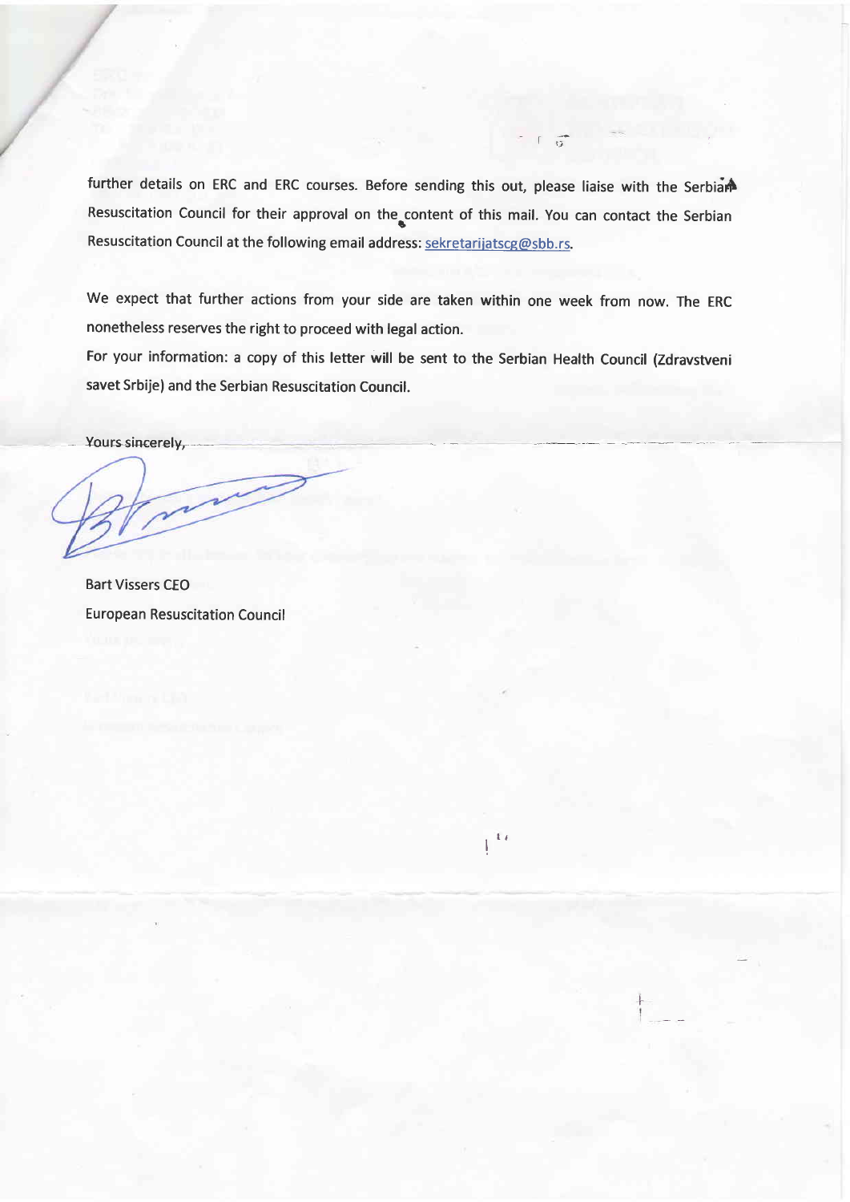further details on ERC and ERC courses. Before sending this out, please liaise with the Serbian Resuscitation Council for their approval on the content of this mail. You can contact the Serbian Resuscitation Council at the following email address: sekretarijatscg@sbb.rs.

We expect that further actions from your side are taken within one week from now. The ERC nonetheless reserves the right to proceed with legal action.

For your information: a copy of this letter will be sent to the Serbian Health Council (Zdravstveni savet Srbije) and the Serbian Resuscitation Council.

Yours sincerely,

Bart Vissers CEO

European Resuscitation Council